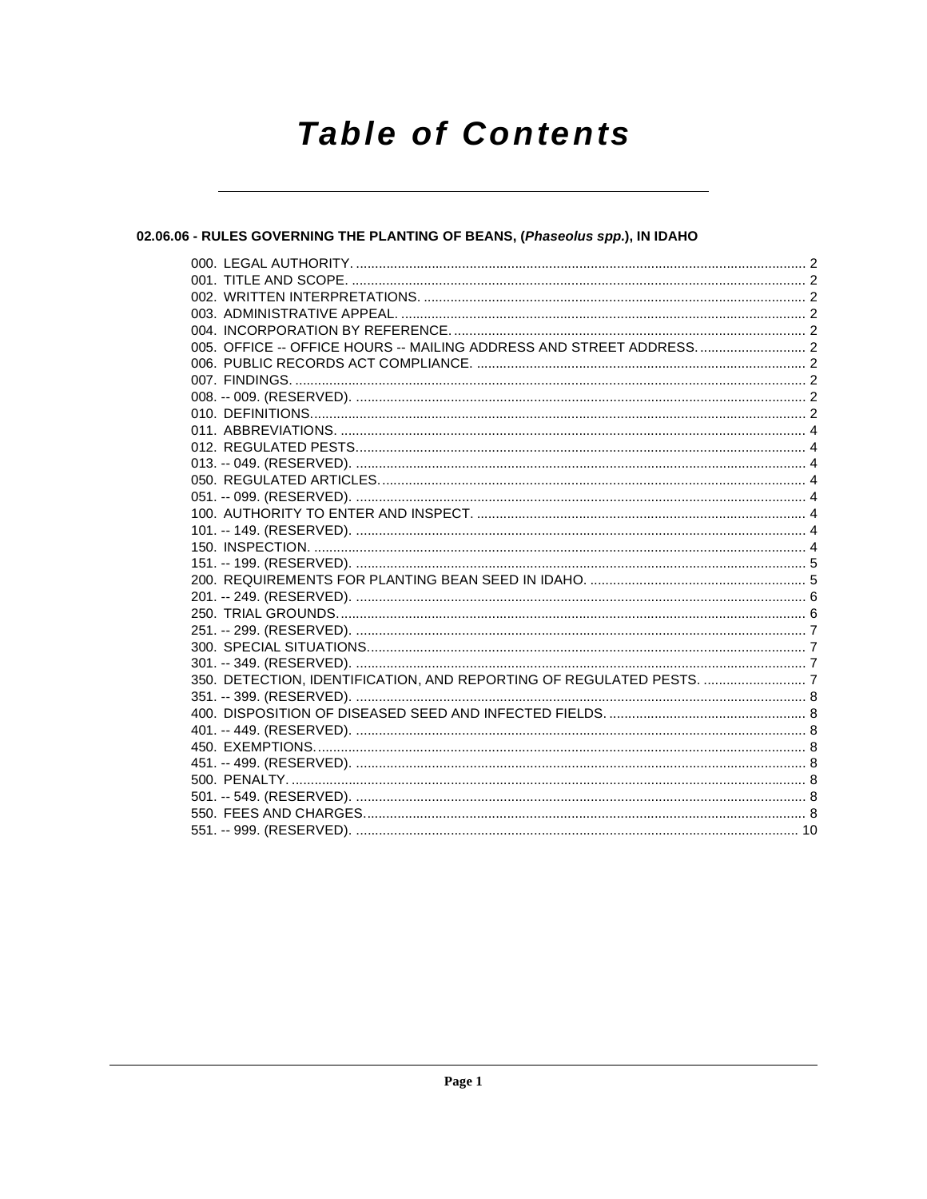# Table of Contents

## 02.06.06 - RULES GOVERNING THE PLANTING OF BEANS, (*Phaseolus spp.*), IN IDAHO

000. LEGAL AUTHORITY. .......... 2
001. TITLE AND SCOPE. .......... 2
002. WRITTEN INTERPRETATIONS. .......... 2
003. ADMINISTRATIVE APPEAL. .......... 2
004. INCORPORATION BY REFERENCE. .......... 2
005. OFFICE -- OFFICE HOURS -- MAILING ADDRESS AND STREET ADDRESS. .......... 2
006. PUBLIC RECORDS ACT COMPLIANCE. .......... 2
007. FINDINGS. .......... 2
008. -- 009. (RESERVED). .......... 2
010. DEFINITIONS. .......... 2
011. ABBREVIATIONS. .......... 4
012. REGULATED PESTS. .......... 4
013. -- 049. (RESERVED). .......... 4
050. REGULATED ARTICLES. .......... 4
051. -- 099. (RESERVED). .......... 4
100. AUTHORITY TO ENTER AND INSPECT. .......... 4
101. -- 149. (RESERVED). .......... 4
150. INSPECTION. .......... 4
151. -- 199. (RESERVED). .......... 5
200. REQUIREMENTS FOR PLANTING BEAN SEED IN IDAHO. .......... 5
201. -- 249. (RESERVED). .......... 6
250. TRIAL GROUNDS. .......... 6
251. -- 299. (RESERVED). .......... 7
300. SPECIAL SITUATIONS. .......... 7
301. -- 349. (RESERVED). .......... 7
350. DETECTION, IDENTIFICATION, AND REPORTING OF REGULATED PESTS. .......... 7
351. -- 399. (RESERVED). .......... 8
400. DISPOSITION OF DISEASED SEED AND INFECTED FIELDS. .......... 8
401. -- 449. (RESERVED). .......... 8
450. EXEMPTIONS. .......... 8
451. -- 499. (RESERVED). .......... 8
500. PENALTY. .......... 8
501. -- 549. (RESERVED). .......... 8
550. FEES AND CHARGES. .......... 8
551. -- 999. (RESERVED). .......... 10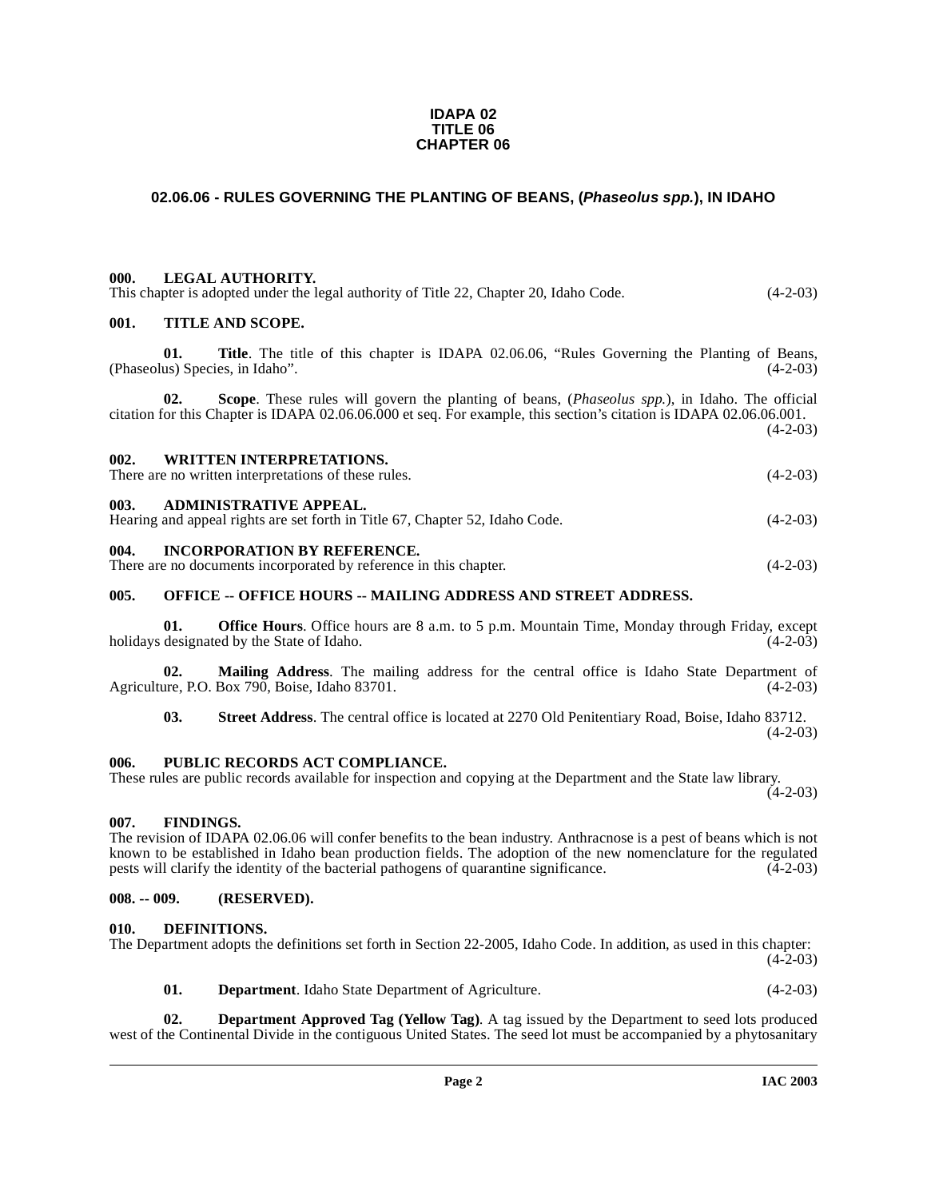**IDAPA 02**
**TITLE 06**
**CHAPTER 06**

# 02.06.06 - RULES GOVERNING THE PLANTING OF BEANS, (*Phaseolus spp.*), IN IDAHO

### 000. LEGAL AUTHORITY.

This chapter is adopted under the legal authority of Title 22, Chapter 20, Idaho Code. (4-2-03)

### 001. TITLE AND SCOPE.

**01. Title**. The title of this chapter is IDAPA 02.06.06, "Rules Governing the Planting of Beans, (Phaseolus) Species, in Idaho". (4-2-03)

**02. Scope**. These rules will govern the planting of beans, (*Phaseolus spp.*), in Idaho. The official citation for this Chapter is IDAPA 02.06.06.000 et seq. For example, this section's citation is IDAPA 02.06.06.001. (4-2-03)

### 002. WRITTEN INTERPRETATIONS.

There are no written interpretations of these rules. (4-2-03)

### 003. ADMINISTRATIVE APPEAL.

Hearing and appeal rights are set forth in Title 67, Chapter 52, Idaho Code. (4-2-03)

### 004. INCORPORATION BY REFERENCE.

There are no documents incorporated by reference in this chapter. (4-2-03)

### 005. OFFICE -- OFFICE HOURS -- MAILING ADDRESS AND STREET ADDRESS.

**01. Office Hours**. Office hours are 8 a.m. to 5 p.m. Mountain Time, Monday through Friday, except holidays designated by the State of Idaho. (4-2-03)

**02. Mailing Address**. The mailing address for the central office is Idaho State Department of Agriculture, P.O. Box 790, Boise, Idaho 83701. (4-2-03)

**03. Street Address**. The central office is located at 2270 Old Penitentiary Road, Boise, Idaho 83712. (4-2-03)

### 006. PUBLIC RECORDS ACT COMPLIANCE.

These rules are public records available for inspection and copying at the Department and the State law library. (4-2-03)

### 007. FINDINGS.

The revision of IDAPA 02.06.06 will confer benefits to the bean industry. Anthracnose is a pest of beans which is not known to be established in Idaho bean production fields. The adoption of the new nomenclature for the regulated pests will clarify the identity of the bacterial pathogens of quarantine significance. (4-2-03)

### 008. -- 009. (RESERVED).

### 010. DEFINITIONS.

The Department adopts the definitions set forth in Section 22-2005, Idaho Code. In addition, as used in this chapter: (4-2-03)

**01. Department**. Idaho State Department of Agriculture. (4-2-03)

**02. Department Approved Tag (Yellow Tag)**. A tag issued by the Department to seed lots produced west of the Continental Divide in the contiguous United States. The seed lot must be accompanied by a phytosanitary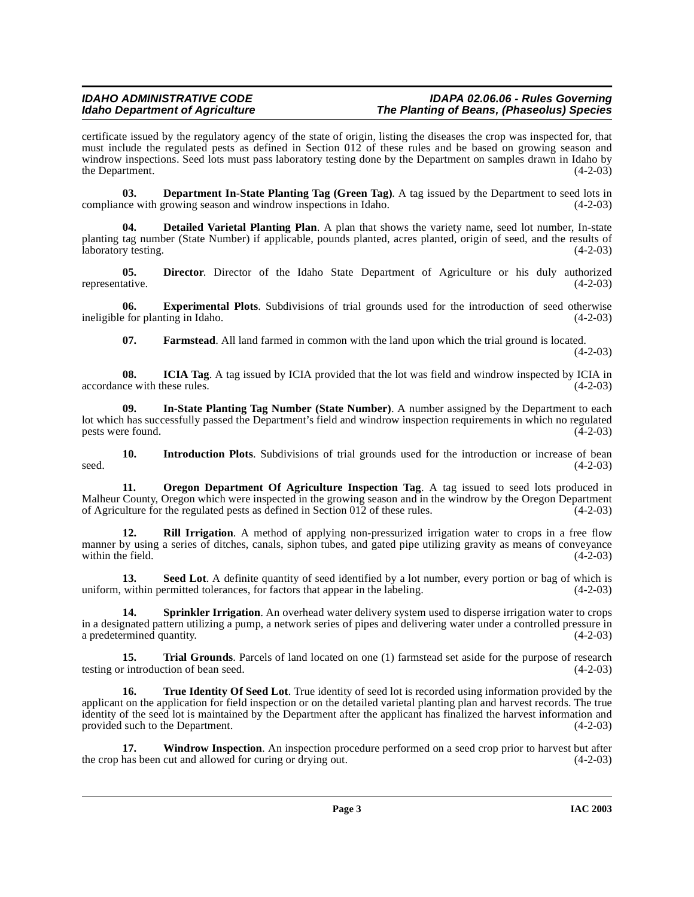certificate issued by the regulatory agency of the state of origin, listing the diseases the crop was inspected for, that must include the regulated pests as defined in Section 012 of these rules and be based on growing season and windrow inspections. Seed lots must pass laboratory testing done by the Department on samples drawn in Idaho by the Department. (4-2-03)

**03. Department In-State Planting Tag (Green Tag)**. A tag issued by the Department to seed lots in compliance with growing season and windrow inspections in Idaho. (4-2-03)

**04. Detailed Varietal Planting Plan**. A plan that shows the variety name, seed lot number, In-state planting tag number (State Number) if applicable, pounds planted, acres planted, origin of seed, and the results of laboratory testing. (4-2-03)

**05. Director**. Director of the Idaho State Department of Agriculture or his duly authorized representative. (4-2-03)

**06. Experimental Plots**. Subdivisions of trial grounds used for the introduction of seed otherwise ineligible for planting in Idaho. (4-2-03)

**07. Farmstead**. All land farmed in common with the land upon which the trial ground is located. (4-2-03)

**08. ICIA Tag**. A tag issued by ICIA provided that the lot was field and windrow inspected by ICIA in accordance with these rules. (4-2-03)

**09. In-State Planting Tag Number (State Number)**. A number assigned by the Department to each lot which has successfully passed the Department's field and windrow inspection requirements in which no regulated pests were found. (4-2-03)

**10. Introduction Plots**. Subdivisions of trial grounds used for the introduction or increase of bean seed. (4-2-03)

**11. Oregon Department Of Agriculture Inspection Tag**. A tag issued to seed lots produced in Malheur County, Oregon which were inspected in the growing season and in the windrow by the Oregon Department of Agriculture for the regulated pests as defined in Section 012 of these rules. (4-2-03)

**12. Rill Irrigation**. A method of applying non-pressurized irrigation water to crops in a free flow manner by using a series of ditches, canals, siphon tubes, and gated pipe utilizing gravity as means of conveyance within the field. (4-2-03)

**13. Seed Lot**. A definite quantity of seed identified by a lot number, every portion or bag of which is uniform, within permitted tolerances, for factors that appear in the labeling. (4-2-03)

**14. Sprinkler Irrigation**. An overhead water delivery system used to disperse irrigation water to crops in a designated pattern utilizing a pump, a network series of pipes and delivering water under a controlled pressure in a predetermined quantity. (4-2-03)

**15. Trial Grounds**. Parcels of land located on one (1) farmstead set aside for the purpose of research testing or introduction of bean seed. (4-2-03)

**16. True Identity Of Seed Lot**. True identity of seed lot is recorded using information provided by the applicant on the application for field inspection or on the detailed varietal planting plan and harvest records. The true identity of the seed lot is maintained by the Department after the applicant has finalized the harvest information and provided such to the Department. (4-2-03)

**17. Windrow Inspection**. An inspection procedure performed on a seed crop prior to harvest but after the crop has been cut and allowed for curing or drying out. (4-2-03)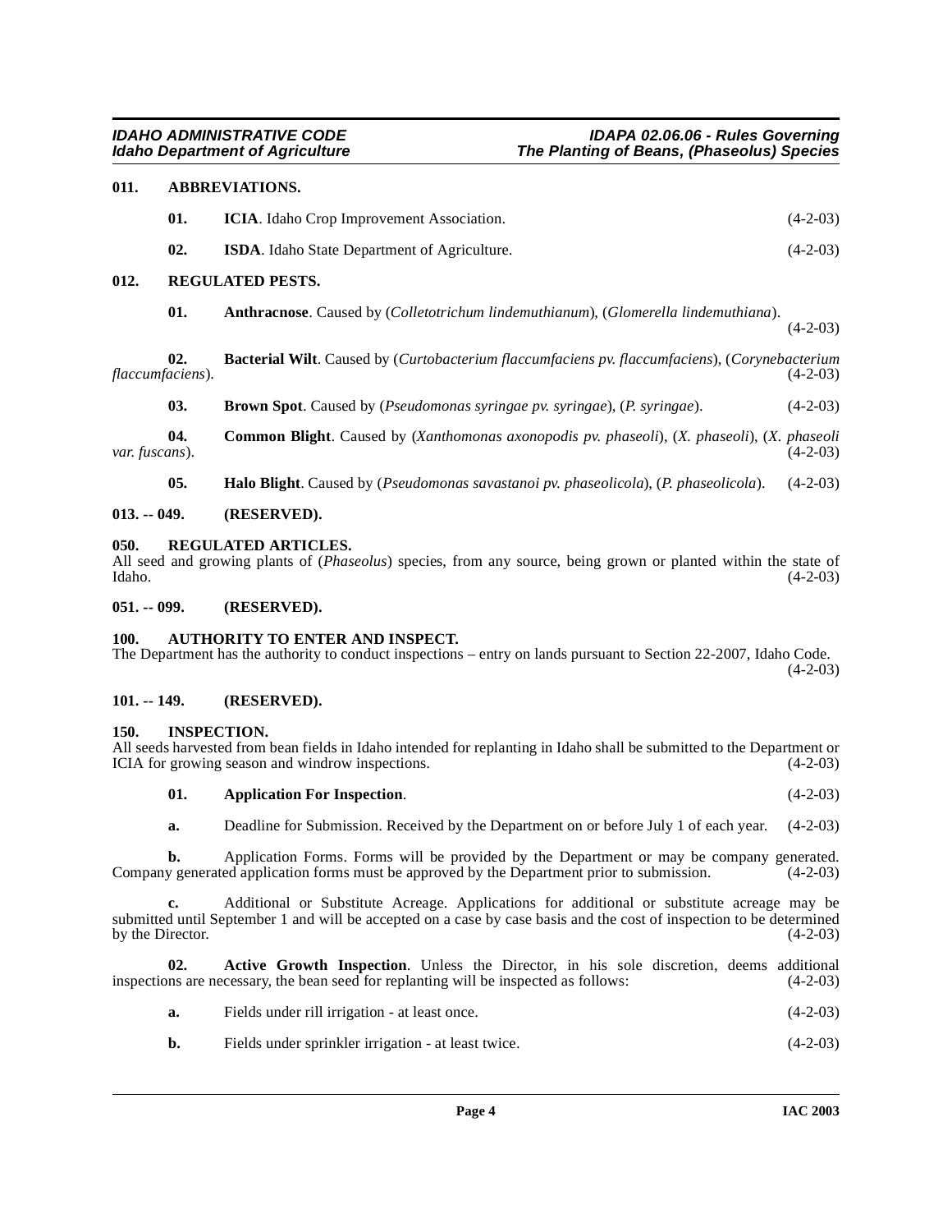### 011. ABBREVIATIONS.

**01.** **ICIA**. Idaho Crop Improvement Association. (4-2-03)

**02.** **ISDA**. Idaho State Department of Agriculture. (4-2-03)

### 012. REGULATED PESTS.

**01.** **Anthracnose**. Caused by (*Colletotrichum lindemuthianum*), (*Glomerella lindemuthiana*). (4-2-03)

**02.** **Bacterial Wilt**. Caused by (*Curtobacterium flaccumfaciens pv. flaccumfaciens*), (*Corynebacterium flaccumfaciens*). (4-2-03)

**03.** **Brown Spot**. Caused by (*Pseudomonas syringae pv. syringae*), (*P. syringae*). (4-2-03)

**04.** **Common Blight**. Caused by (*Xanthomonas axonopodis pv. phaseoli*), (*X. phaseoli*), (*X. phaseoli var. fuscans*). (4-2-03)

**05.** **Halo Blight**. Caused by (*Pseudomonas savastanoi pv. phaseolicola*), (*P. phaseolicola*). (4-2-03)

### 013. -- 049. (RESERVED).

### 050. REGULATED ARTICLES.

All seed and growing plants of (*Phaseolus*) species, from any source, being grown or planted within the state of Idaho. (4-2-03)

### 051. -- 099. (RESERVED).

### 100. AUTHORITY TO ENTER AND INSPECT.

The Department has the authority to conduct inspections – entry on lands pursuant to Section 22-2007, Idaho Code. (4-2-03)

### 101. -- 149. (RESERVED).

### 150. INSPECTION.

All seeds harvested from bean fields in Idaho intended for replanting in Idaho shall be submitted to the Department or ICIA for growing season and windrow inspections. (4-2-03)

**01.** **Application For Inspection**. (4-2-03)

**a.** Deadline for Submission. Received by the Department on or before July 1 of each year. (4-2-03)

**b.** Application Forms. Forms will be provided by the Department or may be company generated. Company generated application forms must be approved by the Department prior to submission. (4-2-03)

**c.** Additional or Substitute Acreage. Applications for additional or substitute acreage may be submitted until September 1 and will be accepted on a case by case basis and the cost of inspection to be determined by the Director. (4-2-03)

**02.** **Active Growth Inspection**. Unless the Director, in his sole discretion, deems additional inspections are necessary, the bean seed for replanting will be inspected as follows: (4-2-03)

**a.** Fields under rill irrigation - at least once. (4-2-03)

**b.** Fields under sprinkler irrigation - at least twice. (4-2-03)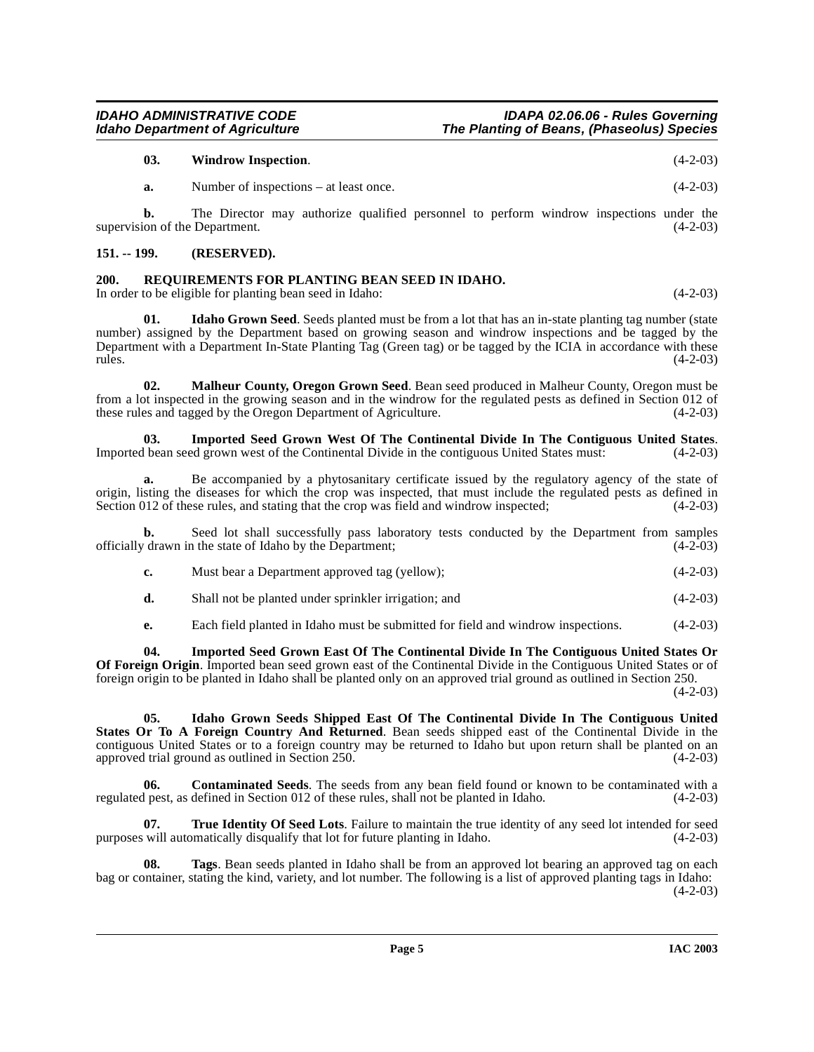**03. Windrow Inspection**. (4-2-03)

**a.** Number of inspections – at least once. (4-2-03)

**b.** The Director may authorize qualified personnel to perform windrow inspections under the supervision of the Department. (4-2-03)

**151. -- 199. (RESERVED).**

**200. REQUIREMENTS FOR PLANTING BEAN SEED IN IDAHO.**

In order to be eligible for planting bean seed in Idaho: (4-2-03)

**01. Idaho Grown Seed**. Seeds planted must be from a lot that has an in-state planting tag number (state number) assigned by the Department based on growing season and windrow inspections and be tagged by the Department with a Department In-State Planting Tag (Green tag) or be tagged by the ICIA in accordance with these rules. (4-2-03)

**02. Malheur County, Oregon Grown Seed**. Bean seed produced in Malheur County, Oregon must be from a lot inspected in the growing season and in the windrow for the regulated pests as defined in Section 012 of these rules and tagged by the Oregon Department of Agriculture. (4-2-03)

**03. Imported Seed Grown West Of The Continental Divide In The Contiguous United States**. Imported bean seed grown west of the Continental Divide in the contiguous United States must: (4-2-03)

**a.** Be accompanied by a phytosanitary certificate issued by the regulatory agency of the state of origin, listing the diseases for which the crop was inspected, that must include the regulated pests as defined in Section 012 of these rules, and stating that the crop was field and windrow inspected; (4-2-03)

**b.** Seed lot shall successfully pass laboratory tests conducted by the Department from samples officially drawn in the state of Idaho by the Department; (4-2-03)

**c.** Must bear a Department approved tag (yellow); (4-2-03)

**d.** Shall not be planted under sprinkler irrigation; and (4-2-03)

**e.** Each field planted in Idaho must be submitted for field and windrow inspections. (4-2-03)

**04. Imported Seed Grown East Of The Continental Divide In The Contiguous United States Or Of Foreign Origin**. Imported bean seed grown east of the Continental Divide in the Contiguous United States or of foreign origin to be planted in Idaho shall be planted only on an approved trial ground as outlined in Section 250. (4-2-03)

**05. Idaho Grown Seeds Shipped East Of The Continental Divide In The Contiguous United States Or To A Foreign Country And Returned**. Bean seeds shipped east of the Continental Divide in the contiguous United States or to a foreign country may be returned to Idaho but upon return shall be planted on an approved trial ground as outlined in Section 250. (4-2-03)

**06. Contaminated Seeds**. The seeds from any bean field found or known to be contaminated with a regulated pest, as defined in Section 012 of these rules, shall not be planted in Idaho. (4-2-03)

**07. True Identity Of Seed Lots**. Failure to maintain the true identity of any seed lot intended for seed purposes will automatically disqualify that lot for future planting in Idaho. (4-2-03)

**08. Tags**. Bean seeds planted in Idaho shall be from an approved lot bearing an approved tag on each bag or container, stating the kind, variety, and lot number. The following is a list of approved planting tags in Idaho: (4-2-03)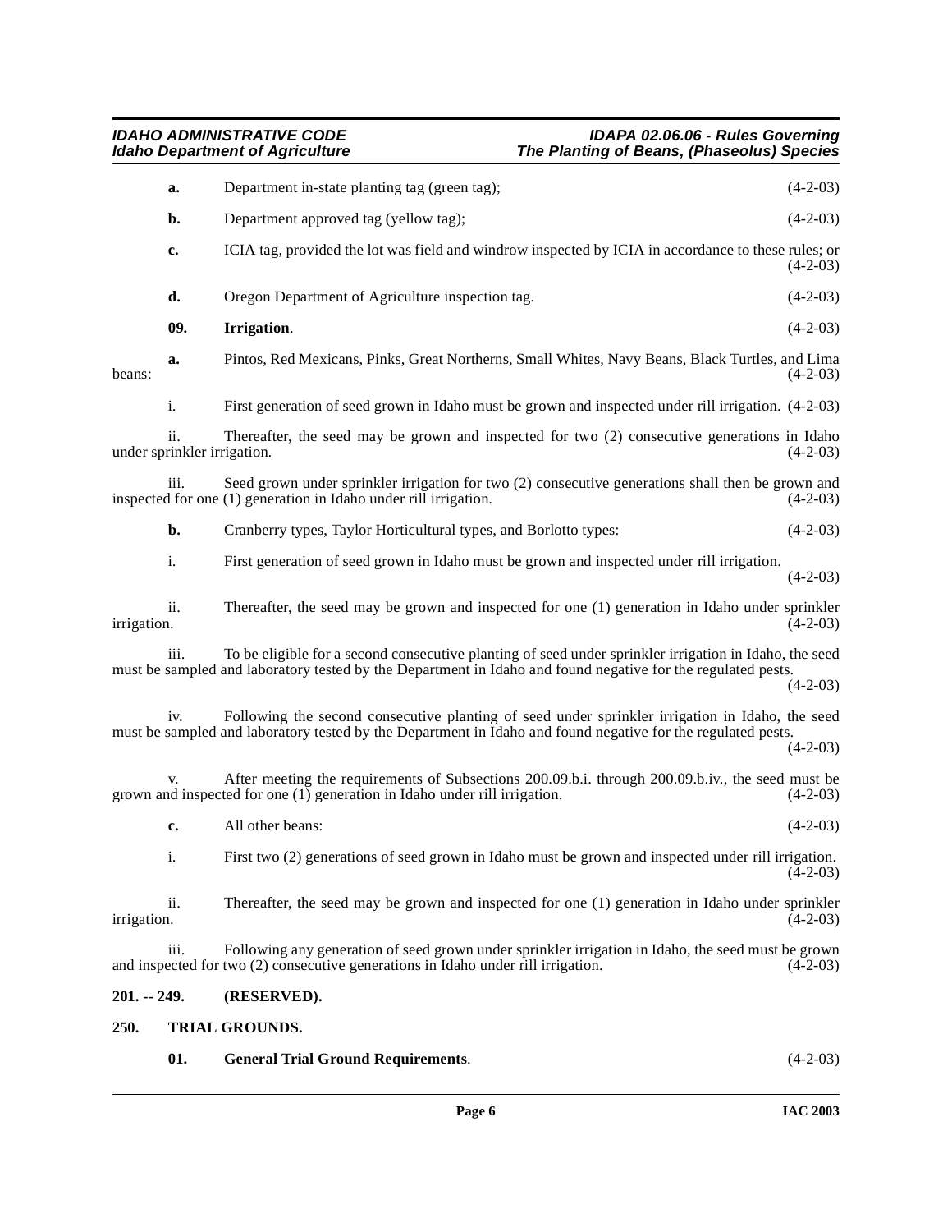**a.** Department in-state planting tag (green tag); (4-2-03)

**b.** Department approved tag (yellow tag); (4-2-03)

**c.** ICIA tag, provided the lot was field and windrow inspected by ICIA in accordance to these rules; or (4-2-03)

**d.** Oregon Department of Agriculture inspection tag. (4-2-03)

**09. Irrigation**. (4-2-03)

**a.** Pintos, Red Mexicans, Pinks, Great Northerns, Small Whites, Navy Beans, Black Turtles, and Lima beans: (4-2-03)

i. First generation of seed grown in Idaho must be grown and inspected under rill irrigation. (4-2-03)

ii. Thereafter, the seed may be grown and inspected for two (2) consecutive generations in Idaho under sprinkler irrigation. (4-2-03)

iii. Seed grown under sprinkler irrigation for two (2) consecutive generations shall then be grown and inspected for one (1) generation in Idaho under rill irrigation. (4-2-03)

**b.** Cranberry types, Taylor Horticultural types, and Borlotto types: (4-2-03)

i. First generation of seed grown in Idaho must be grown and inspected under rill irrigation. (4-2-03)

ii. Thereafter, the seed may be grown and inspected for one (1) generation in Idaho under sprinkler irrigation. (4-2-03)

iii. To be eligible for a second consecutive planting of seed under sprinkler irrigation in Idaho, the seed must be sampled and laboratory tested by the Department in Idaho and found negative for the regulated pests. (4-2-03)

iv. Following the second consecutive planting of seed under sprinkler irrigation in Idaho, the seed must be sampled and laboratory tested by the Department in Idaho and found negative for the regulated pests. (4-2-03)

v. After meeting the requirements of Subsections 200.09.b.i. through 200.09.b.iv., the seed must be grown and inspected for one (1) generation in Idaho under rill irrigation. (4-2-03)

**c.** All other beans: (4-2-03)

i. First two (2) generations of seed grown in Idaho must be grown and inspected under rill irrigation. (4-2-03)

ii. Thereafter, the seed may be grown and inspected for one (1) generation in Idaho under sprinkler irrigation. (4-2-03)

iii. Following any generation of seed grown under sprinkler irrigation in Idaho, the seed must be grown and inspected for two (2) consecutive generations in Idaho under rill irrigation. (4-2-03)

**201. -- 249. (RESERVED).**

**250. TRIAL GROUNDS.**

**01. General Trial Ground Requirements**. (4-2-03)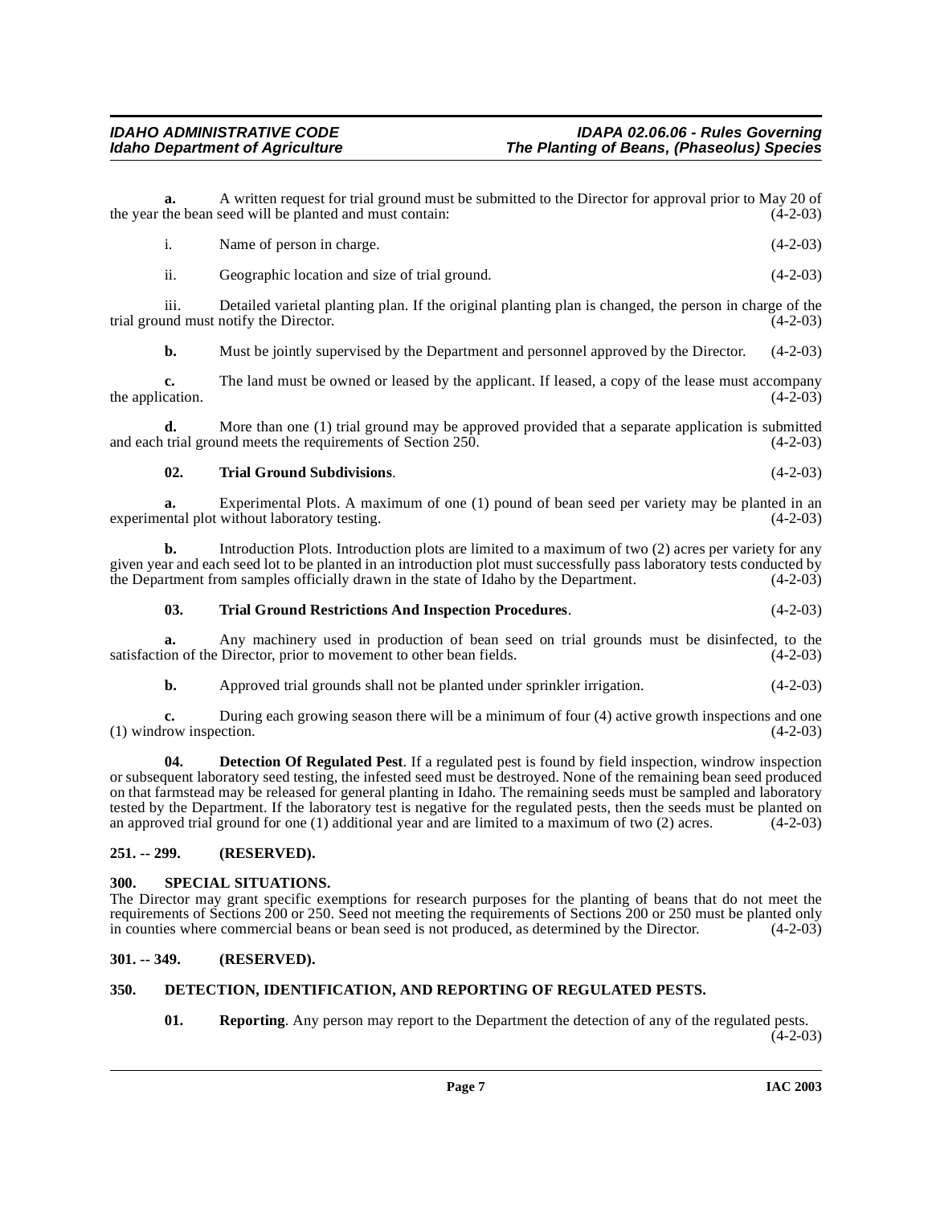**a.** A written request for trial ground must be submitted to the Director for approval prior to May 20 of the year the bean seed will be planted and must contain: (4-2-03)

i. Name of person in charge. (4-2-03)

ii. Geographic location and size of trial ground. (4-2-03)

iii. Detailed varietal planting plan. If the original planting plan is changed, the person in charge of the trial ground must notify the Director. (4-2-03)

**b.** Must be jointly supervised by the Department and personnel approved by the Director. (4-2-03)

**c.** The land must be owned or leased by the applicant. If leased, a copy of the lease must accompany the application. (4-2-03)

**d.** More than one (1) trial ground may be approved provided that a separate application is submitted and each trial ground meets the requirements of Section 250. (4-2-03)

**02. Trial Ground Subdivisions**. (4-2-03)

**a.** Experimental Plots. A maximum of one (1) pound of bean seed per variety may be planted in an experimental plot without laboratory testing. (4-2-03)

**b.** Introduction Plots. Introduction plots are limited to a maximum of two (2) acres per variety for any given year and each seed lot to be planted in an introduction plot must successfully pass laboratory tests conducted by the Department from samples officially drawn in the state of Idaho by the Department. (4-2-03)

**03. Trial Ground Restrictions And Inspection Procedures**. (4-2-03)

**a.** Any machinery used in production of bean seed on trial grounds must be disinfected, to the satisfaction of the Director, prior to movement to other bean fields. (4-2-03)

**b.** Approved trial grounds shall not be planted under sprinkler irrigation. (4-2-03)

**c.** During each growing season there will be a minimum of four (4) active growth inspections and one (1) windrow inspection. (4-2-03)

**04. Detection Of Regulated Pest**. If a regulated pest is found by field inspection, windrow inspection or subsequent laboratory seed testing, the infested seed must be destroyed. None of the remaining bean seed produced on that farmstead may be released for general planting in Idaho. The remaining seeds must be sampled and laboratory tested by the Department. If the laboratory test is negative for the regulated pests, then the seeds must be planted on an approved trial ground for one (1) additional year and are limited to a maximum of two (2) acres. (4-2-03)

## 251. -- 299. (RESERVED).

## 300. SPECIAL SITUATIONS.

The Director may grant specific exemptions for research purposes for the planting of beans that do not meet the requirements of Sections 200 or 250. Seed not meeting the requirements of Sections 200 or 250 must be planted only in counties where commercial beans or bean seed is not produced, as determined by the Director. (4-2-03)

## 301. -- 349. (RESERVED).

## 350. DETECTION, IDENTIFICATION, AND REPORTING OF REGULATED PESTS.

**01. Reporting**. Any person may report to the Department the detection of any of the regulated pests. (4-2-03)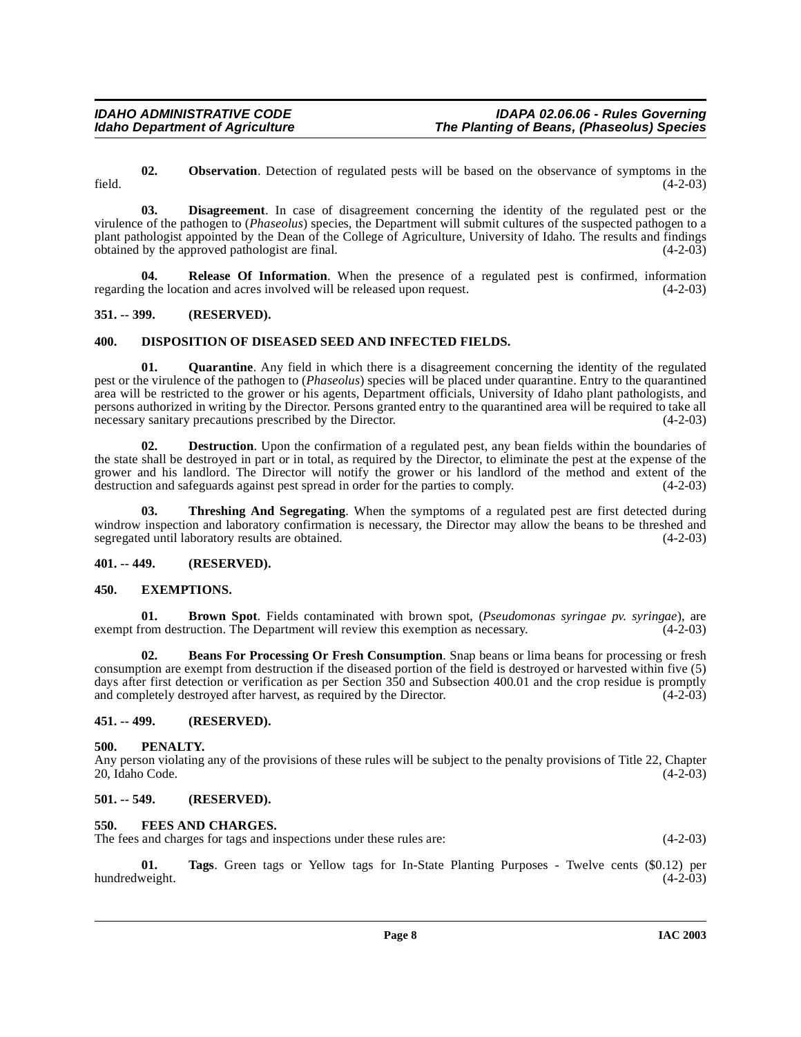**02. Observation**. Detection of regulated pests will be based on the observance of symptoms in the field. (4-2-03)

**03. Disagreement**. In case of disagreement concerning the identity of the regulated pest or the virulence of the pathogen to (*Phaseolus*) species, the Department will submit cultures of the suspected pathogen to a plant pathologist appointed by the Dean of the College of Agriculture, University of Idaho. The results and findings obtained by the approved pathologist are final. (4-2-03)

**04. Release Of Information**. When the presence of a regulated pest is confirmed, information regarding the location and acres involved will be released upon request. (4-2-03)

## 351. -- 399. (RESERVED).

## 400. DISPOSITION OF DISEASED SEED AND INFECTED FIELDS.

**01. Quarantine**. Any field in which there is a disagreement concerning the identity of the regulated pest or the virulence of the pathogen to (*Phaseolus*) species will be placed under quarantine. Entry to the quarantined area will be restricted to the grower or his agents, Department officials, University of Idaho plant pathologists, and persons authorized in writing by the Director. Persons granted entry to the quarantined area will be required to take all necessary sanitary precautions prescribed by the Director. (4-2-03)

**02. Destruction**. Upon the confirmation of a regulated pest, any bean fields within the boundaries of the state shall be destroyed in part or in total, as required by the Director, to eliminate the pest at the expense of the grower and his landlord. The Director will notify the grower or his landlord of the method and extent of the destruction and safeguards against pest spread in order for the parties to comply. (4-2-03)

**03. Threshing And Segregating**. When the symptoms of a regulated pest are first detected during windrow inspection and laboratory confirmation is necessary, the Director may allow the beans to be threshed and segregated until laboratory results are obtained. (4-2-03)

## 401. -- 449. (RESERVED).

## 450. EXEMPTIONS.

**01. Brown Spot**. Fields contaminated with brown spot, (*Pseudomonas syringae pv. syringae*), are exempt from destruction. The Department will review this exemption as necessary. (4-2-03)

**02. Beans For Processing Or Fresh Consumption**. Snap beans or lima beans for processing or fresh consumption are exempt from destruction if the diseased portion of the field is destroyed or harvested within five (5) days after first detection or verification as per Section 350 and Subsection 400.01 and the crop residue is promptly and completely destroyed after harvest, as required by the Director. (4-2-03)

## 451. -- 499. (RESERVED).

## 500. PENALTY.

Any person violating any of the provisions of these rules will be subject to the penalty provisions of Title 22, Chapter 20, Idaho Code. (4-2-03)

## 501. -- 549. (RESERVED).

## 550. FEES AND CHARGES.

The fees and charges for tags and inspections under these rules are: (4-2-03)

**01. Tags**. Green tags or Yellow tags for In-State Planting Purposes - Twelve cents ($0.12) per hundredweight. (4-2-03)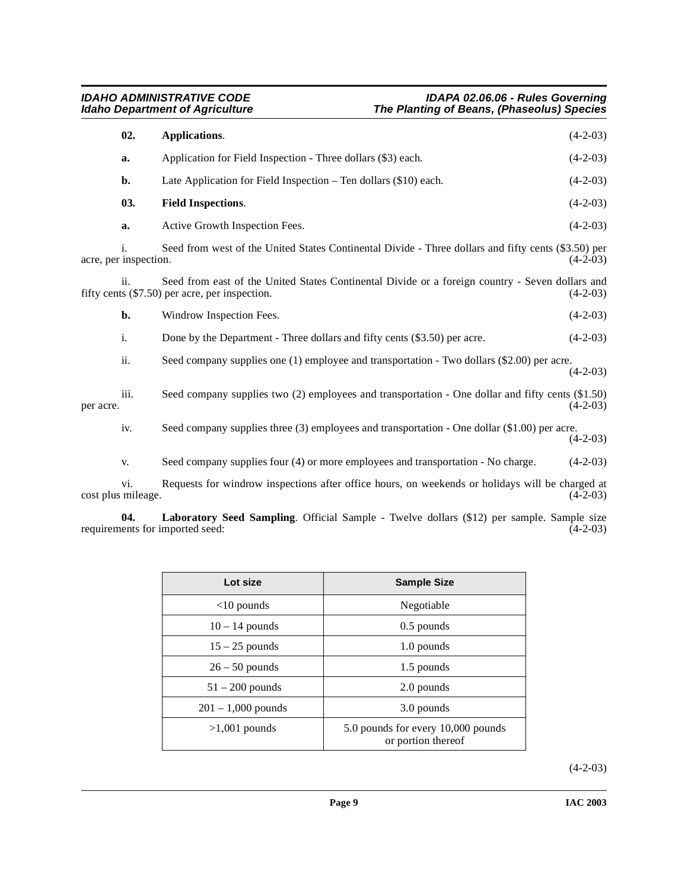**02. Applications.** (4-2-03)

**a.** Application for Field Inspection - Three dollars ($3) each. (4-2-03)

**b.** Late Application for Field Inspection – Ten dollars ($10) each. (4-2-03)

**03. Field Inspections.** (4-2-03)

**a.** Active Growth Inspection Fees. (4-2-03)

i. Seed from west of the United States Continental Divide - Three dollars and fifty cents ($3.50) per acre, per inspection. (4-2-03)

ii. Seed from east of the United States Continental Divide or a foreign country - Seven dollars and fifty cents ($7.50) per acre, per inspection. (4-2-03)

**b.** Windrow Inspection Fees. (4-2-03)

i. Done by the Department - Three dollars and fifty cents ($3.50) per acre. (4-2-03)

ii. Seed company supplies one (1) employee and transportation - Two dollars ($2.00) per acre. (4-2-03)

iii. Seed company supplies two (2) employees and transportation - One dollar and fifty cents ($1.50) per acre. (4-2-03)

iv. Seed company supplies three (3) employees and transportation - One dollar ($1.00) per acre. (4-2-03)

v. Seed company supplies four (4) or more employees and transportation - No charge. (4-2-03)

vi. Requests for windrow inspections after office hours, on weekends or holidays will be charged at cost plus mileage. (4-2-03)

**04. Laboratory Seed Sampling**. Official Sample - Twelve dollars ($12) per sample. Sample size requirements for imported seed: (4-2-03)

| Lot size | Sample Size |
|---|---|
| <10 pounds | Negotiable |
| 10 – 14 pounds | 0.5 pounds |
| 15 – 25 pounds | 1.0 pounds |
| 26 – 50 pounds | 1.5 pounds |
| 51 – 200 pounds | 2.0 pounds |
| 201 – 1,000 pounds | 3.0 pounds |
| >1,001 pounds | 5.0 pounds for every 10,000 pounds or portion thereof |

(4-2-03)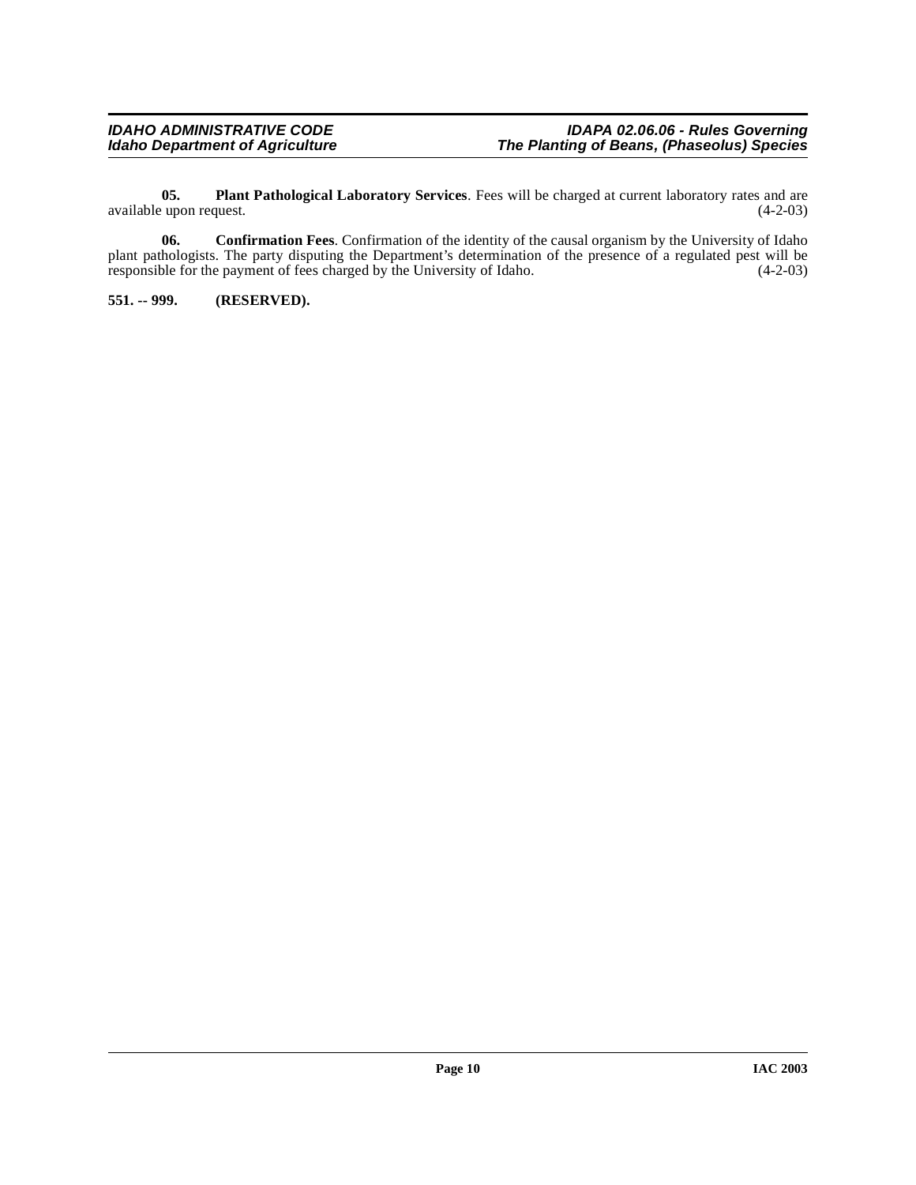**05. Plant Pathological Laboratory Services**. Fees will be charged at current laboratory rates and are available upon request. (4-2-03)

**06. Confirmation Fees**. Confirmation of the identity of the causal organism by the University of Idaho plant pathologists. The party disputing the Department's determination of the presence of a regulated pest will be responsible for the payment of fees charged by the University of Idaho. (4-2-03)

**551. -- 999. (RESERVED).**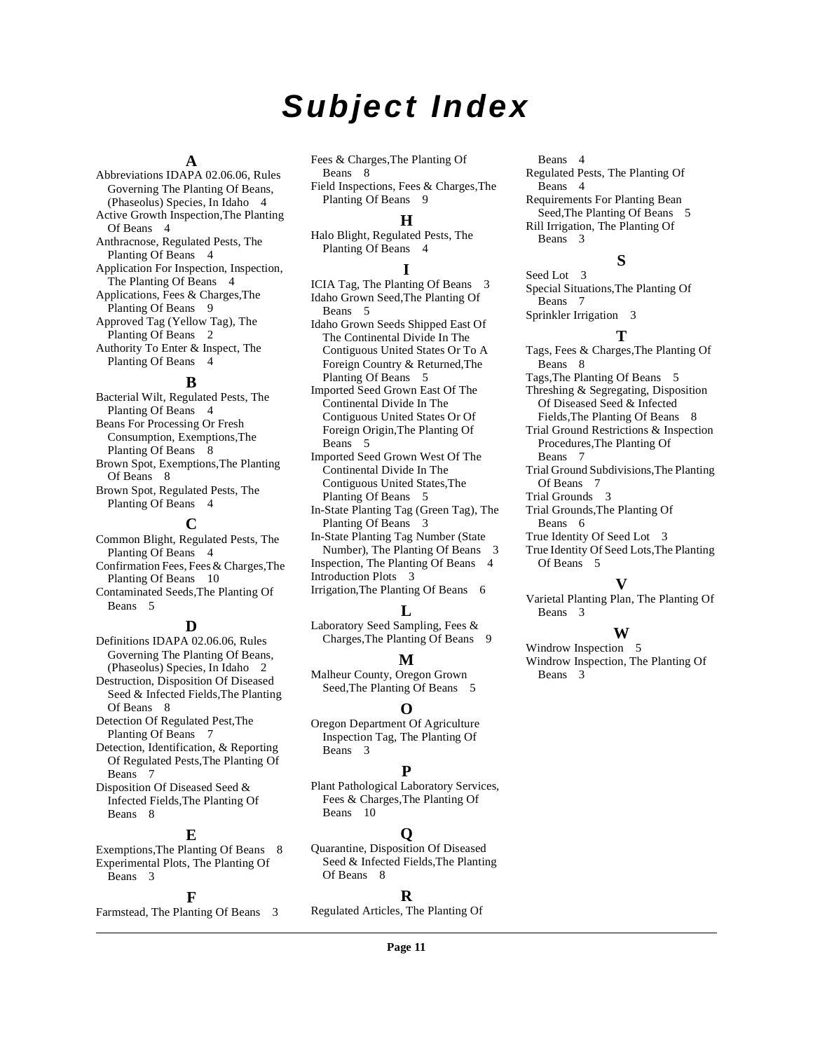# Subject Index

**A**

Abbreviations IDAPA 02.06.06, Rules Governing The Planting Of Beans, (Phaseolus) Species, In Idaho 4
Active Growth Inspection,The Planting Of Beans 4
Anthracnose, Regulated Pests, The Planting Of Beans 4
Application For Inspection, Inspection, The Planting Of Beans 4
Applications, Fees & Charges,The Planting Of Beans 9
Approved Tag (Yellow Tag), The Planting Of Beans 2
Authority To Enter & Inspect, The Planting Of Beans 4

**B**

Bacterial Wilt, Regulated Pests, The Planting Of Beans 4
Beans For Processing Or Fresh Consumption, Exemptions,The Planting Of Beans 8
Brown Spot, Exemptions,The Planting Of Beans 8
Brown Spot, Regulated Pests, The Planting Of Beans 4

**C**

Common Blight, Regulated Pests, The Planting Of Beans 4
Confirmation Fees, Fees & Charges,The Planting Of Beans 10
Contaminated Seeds,The Planting Of Beans 5

**D**

Definitions IDAPA 02.06.06, Rules Governing The Planting Of Beans, (Phaseolus) Species, In Idaho 2
Destruction, Disposition Of Diseased Seed & Infected Fields,The Planting Of Beans 8
Detection Of Regulated Pest,The Planting Of Beans 7
Detection, Identification, & Reporting Of Regulated Pests,The Planting Of Beans 7
Disposition Of Diseased Seed & Infected Fields,The Planting Of Beans 8

**E**

Exemptions,The Planting Of Beans 8
Experimental Plots, The Planting Of Beans 3

**F**

Farmstead, The Planting Of Beans 3
Fees & Charges,The Planting Of Beans 8
Field Inspections, Fees & Charges,The Planting Of Beans 9

**H**

Halo Blight, Regulated Pests, The Planting Of Beans 4

**I**

ICIA Tag, The Planting Of Beans 3
Idaho Grown Seed,The Planting Of Beans 5
Idaho Grown Seeds Shipped East Of The Continental Divide In The Contiguous United States Or To A Foreign Country & Returned,The Planting Of Beans 5
Imported Seed Grown East Of The Continental Divide In The Contiguous United States Or Of Foreign Origin,The Planting Of Beans 5
Imported Seed Grown West Of The Continental Divide In The Contiguous United States,The Planting Of Beans 5
In-State Planting Tag (Green Tag), The Planting Of Beans 3
In-State Planting Tag Number (State Number), The Planting Of Beans 3
Inspection, The Planting Of Beans 4
Introduction Plots 3
Irrigation,The Planting Of Beans 6

**L**

Laboratory Seed Sampling, Fees & Charges,The Planting Of Beans 9

**M**

Malheur County, Oregon Grown Seed,The Planting Of Beans 5

**O**

Oregon Department Of Agriculture Inspection Tag, The Planting Of Beans 3

**P**

Plant Pathological Laboratory Services, Fees & Charges,The Planting Of Beans 10

**Q**

Quarantine, Disposition Of Diseased Seed & Infected Fields,The Planting Of Beans 8

**R**

Regulated Articles, The Planting Of Beans 4
Regulated Pests, The Planting Of Beans 4
Requirements For Planting Bean Seed,The Planting Of Beans 5
Rill Irrigation, The Planting Of Beans 3

**S**

Seed Lot 3
Special Situations,The Planting Of Beans 7
Sprinkler Irrigation 3

**T**

Tags, Fees & Charges,The Planting Of Beans 8
Tags,The Planting Of Beans 5
Threshing & Segregating, Disposition Of Diseased Seed & Infected Fields,The Planting Of Beans 8
Trial Ground Restrictions & Inspection Procedures,The Planting Of Beans 7
Trial Ground Subdivisions,The Planting Of Beans 7
Trial Grounds 3
Trial Grounds,The Planting Of Beans 6
True Identity Of Seed Lot 3
True Identity Of Seed Lots,The Planting Of Beans 5

**V**

Varietal Planting Plan, The Planting Of Beans 3

**W**

Windrow Inspection 5
Windrow Inspection, The Planting Of Beans 3